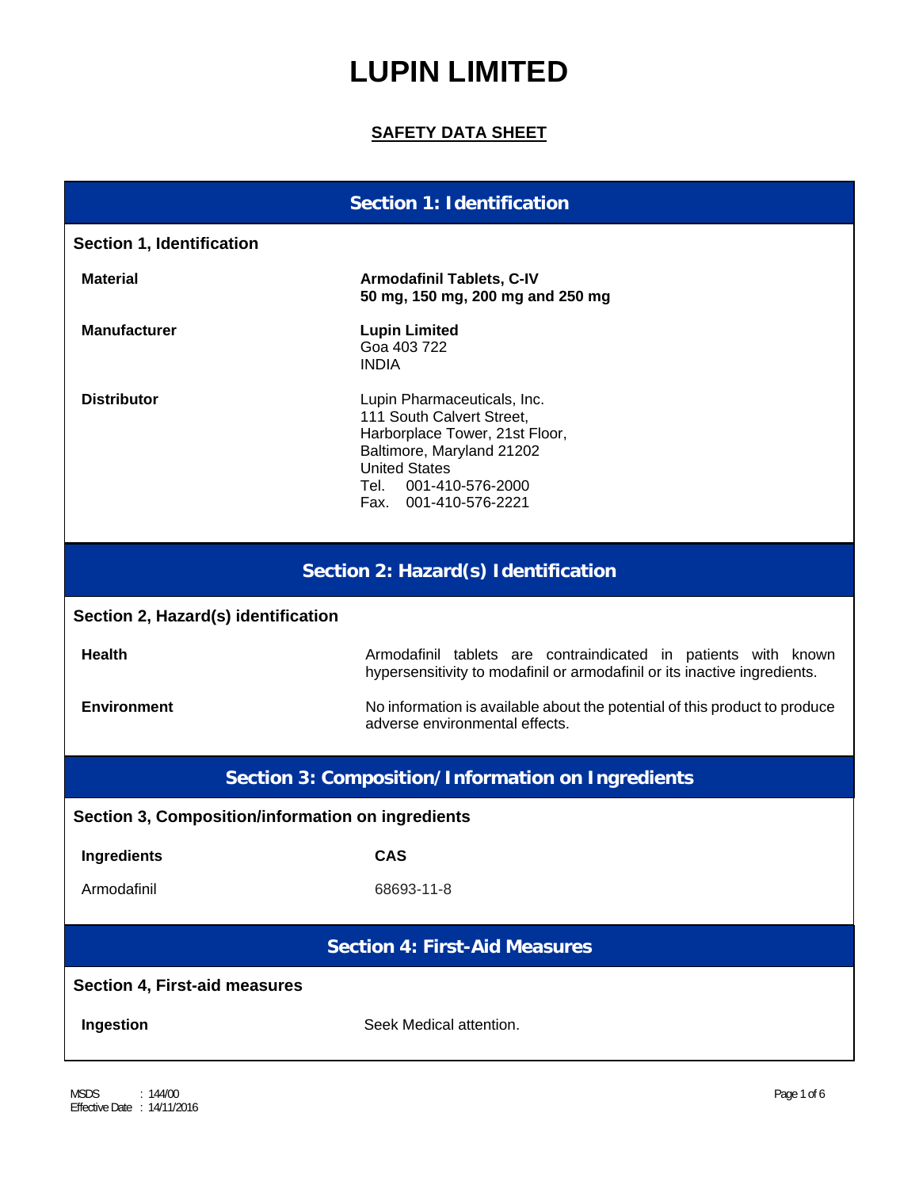# LUPIN LIMITED

## SAFETY DATA SHEET

## Section 1: Identification

### Section 1, Identification

**Material**

**Armodafinil Tablets, C-IV**
**50 mg, 150 mg, 200 mg and 250 mg**

**Manufacturer**

**Lupin Limited**
Goa 403 722
INDIA

**Distributor**

Lupin Pharmaceuticals, Inc.
111 South Calvert Street,
Harborplace Tower, 21st Floor,
Baltimore, Maryland 21202
United States
Tel. 001-410-576-2000
Fax. 001-410-576-2221

## Section 2: Hazard(s) Identification

### Section 2, Hazard(s) identification

**Health**

Armodafinil tablets are contraindicated in patients with known hypersensitivity to modafinil or armodafinil or its inactive ingredients.

**Environment**

No information is available about the potential of this product to produce adverse environmental effects.

## Section 3: Composition/Information on Ingredients

### Section 3, Composition/information on ingredients

| Ingredients | CAS |
|---|---|
| Armodafinil | 68693-11-8 |

## Section 4: First-Aid Measures

### Section 4, First-aid measures

**Ingestion**

Seek Medical attention.

MSDS : 144/00
Effective Date : 14/11/2016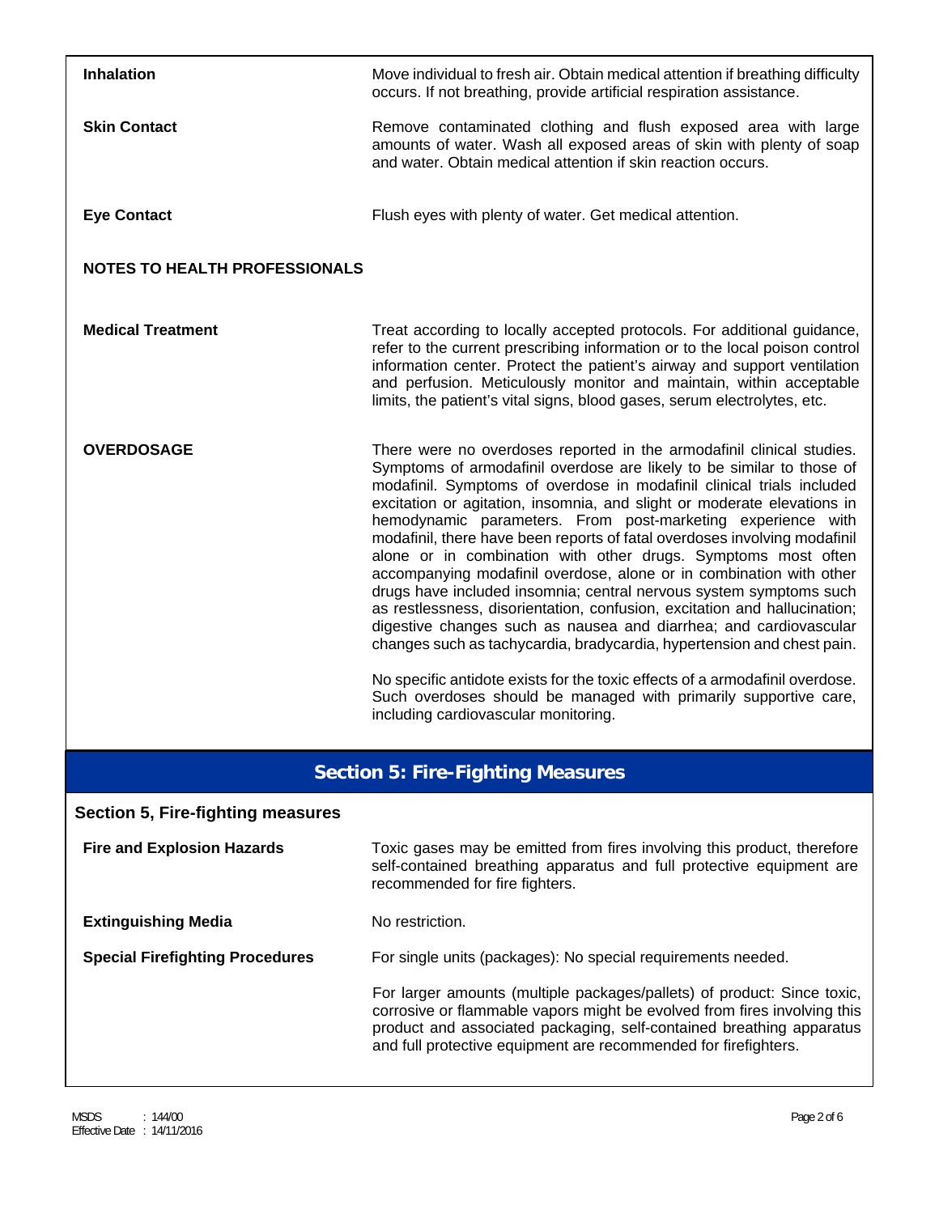**Inhalation**

Move individual to fresh air. Obtain medical attention if breathing difficulty occurs. If not breathing, provide artificial respiration assistance.

**Skin Contact**

Remove contaminated clothing and flush exposed area with large amounts of water. Wash all exposed areas of skin with plenty of soap and water. Obtain medical attention if skin reaction occurs.

**Eye Contact**

Flush eyes with plenty of water. Get medical attention.

**NOTES TO HEALTH PROFESSIONALS**

**Medical Treatment**

Treat according to locally accepted protocols. For additional guidance, refer to the current prescribing information or to the local poison control information center. Protect the patient's airway and support ventilation and perfusion. Meticulously monitor and maintain, within acceptable limits, the patient's vital signs, blood gases, serum electrolytes, etc.

**OVERDOSAGE**

There were no overdoses reported in the armodafinil clinical studies. Symptoms of armodafinil overdose are likely to be similar to those of modafinil. Symptoms of overdose in modafinil clinical trials included excitation or agitation, insomnia, and slight or moderate elevations in hemodynamic parameters. From post-marketing experience with modafinil, there have been reports of fatal overdoses involving modafinil alone or in combination with other drugs. Symptoms most often accompanying modafinil overdose, alone or in combination with other drugs have included insomnia; central nervous system symptoms such as restlessness, disorientation, confusion, excitation and hallucination; digestive changes such as nausea and diarrhea; and cardiovascular changes such as tachycardia, bradycardia, hypertension and chest pain.

No specific antidote exists for the toxic effects of a armodafinil overdose. Such overdoses should be managed with primarily supportive care, including cardiovascular monitoring.

## Section 5: Fire-Fighting Measures

### Section 5, Fire-fighting measures

**Fire and Explosion Hazards**

Toxic gases may be emitted from fires involving this product, therefore self-contained breathing apparatus and full protective equipment are recommended for fire fighters.

**Extinguishing Media**

No restriction.

**Special Firefighting Procedures**

For single units (packages): No special requirements needed.

For larger amounts (multiple packages/pallets) of product: Since toxic, corrosive or flammable vapors might be evolved from fires involving this product and associated packaging, self-contained breathing apparatus and full protective equipment are recommended for firefighters.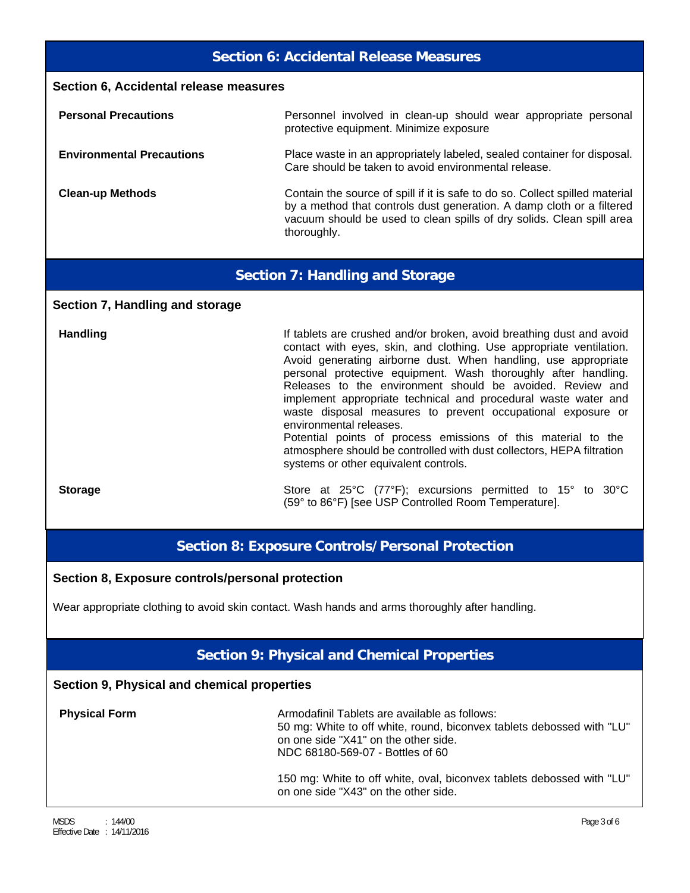## Section 6: Accidental Release Measures

### Section 6, Accidental release measures

| | |
|---|---|
| **Personal Precautions** | Personnel involved in clean-up should wear appropriate personal protective equipment. Minimize exposure |
| **Environmental Precautions** | Place waste in an appropriately labeled, sealed container for disposal. Care should be taken to avoid environmental release. |
| **Clean-up Methods** | Contain the source of spill if it is safe to do so. Collect spilled material by a method that controls dust generation. A damp cloth or a filtered vacuum should be used to clean spills of dry solids. Clean spill area thoroughly. |

## Section 7: Handling and Storage

### Section 7, Handling and storage

| | |
|---|---|
| **Handling** | If tablets are crushed and/or broken, avoid breathing dust and avoid contact with eyes, skin, and clothing. Use appropriate ventilation. Avoid generating airborne dust. When handling, use appropriate personal protective equipment. Wash thoroughly after handling. Releases to the environment should be avoided. Review and implement appropriate technical and procedural waste water and waste disposal measures to prevent occupational exposure or environmental releases.<br>Potential points of process emissions of this material to the atmosphere should be controlled with dust collectors, HEPA filtration systems or other equivalent controls. |
| **Storage** | Store at 25°C (77°F); excursions permitted to 15° to 30°C (59° to 86°F) [see USP Controlled Room Temperature]. |

## Section 8: Exposure Controls/Personal Protection

### Section 8, Exposure controls/personal protection

Wear appropriate clothing to avoid skin contact. Wash hands and arms thoroughly after handling.

## Section 9: Physical and Chemical Properties

### Section 9, Physical and chemical properties

| | |
|---|---|
| **Physical Form** | Armodafinil Tablets are available as follows:<br>50 mg: White to off white, round, biconvex tablets debossed with "LU" on one side "X41" on the other side.<br>NDC 68180-569-07 - Bottles of 60<br><br>150 mg: White to off white, oval, biconvex tablets debossed with "LU" on one side "X43" on the other side. |

MSDS : 144/00
Effective Date : 14/11/2016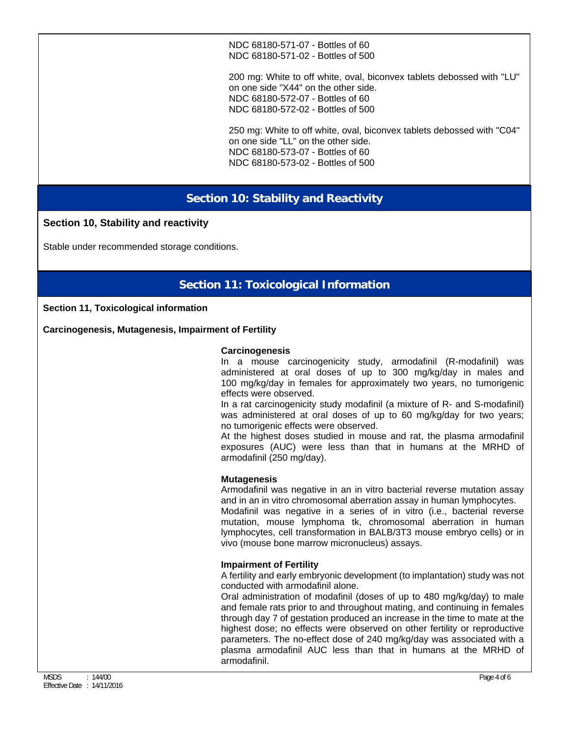NDC 68180-571-07 - Bottles of 60
NDC 68180-571-02 - Bottles of 500

200 mg: White to off white, oval, biconvex tablets debossed with "LU" on one side "X44" on the other side.
NDC 68180-572-07 - Bottles of 60
NDC 68180-572-02 - Bottles of 500

250 mg: White to off white, oval, biconvex tablets debossed with "C04" on one side "LL" on the other side.
NDC 68180-573-07 - Bottles of 60
NDC 68180-573-02 - Bottles of 500

## Section 10: Stability and Reactivity

**Section 10, Stability and reactivity**

Stable under recommended storage conditions.

## Section 11: Toxicological Information

**Section 11, Toxicological information**

**Carcinogenesis, Mutagenesis, Impairment of Fertility**

**Carcinogenesis**
In a mouse carcinogenicity study, armodafinil (R-modafinil) was administered at oral doses of up to 300 mg/kg/day in males and 100 mg/kg/day in females for approximately two years, no tumorigenic effects were observed.
In a rat carcinogenicity study modafinil (a mixture of R- and S-modafinil) was administered at oral doses of up to 60 mg/kg/day for two years; no tumorigenic effects were observed.
At the highest doses studied in mouse and rat, the plasma armodafinil exposures (AUC) were less than that in humans at the MRHD of armodafinil (250 mg/day).

**Mutagenesis**
Armodafinil was negative in an in vitro bacterial reverse mutation assay and in an in vitro chromosomal aberration assay in human lymphocytes.
Modafinil was negative in a series of in vitro (i.e., bacterial reverse mutation, mouse lymphoma tk, chromosomal aberration in human lymphocytes, cell transformation in BALB/3T3 mouse embryo cells) or in vivo (mouse bone marrow micronucleus) assays.

**Impairment of Fertility**
A fertility and early embryonic development (to implantation) study was not conducted with armodafinil alone.
Oral administration of modafinil (doses of up to 480 mg/kg/day) to male and female rats prior to and throughout mating, and continuing in females through day 7 of gestation produced an increase in the time to mate at the highest dose; no effects were observed on other fertility or reproductive parameters. The no-effect dose of 240 mg/kg/day was associated with a plasma armodafinil AUC less than that in humans at the MRHD of armodafinil.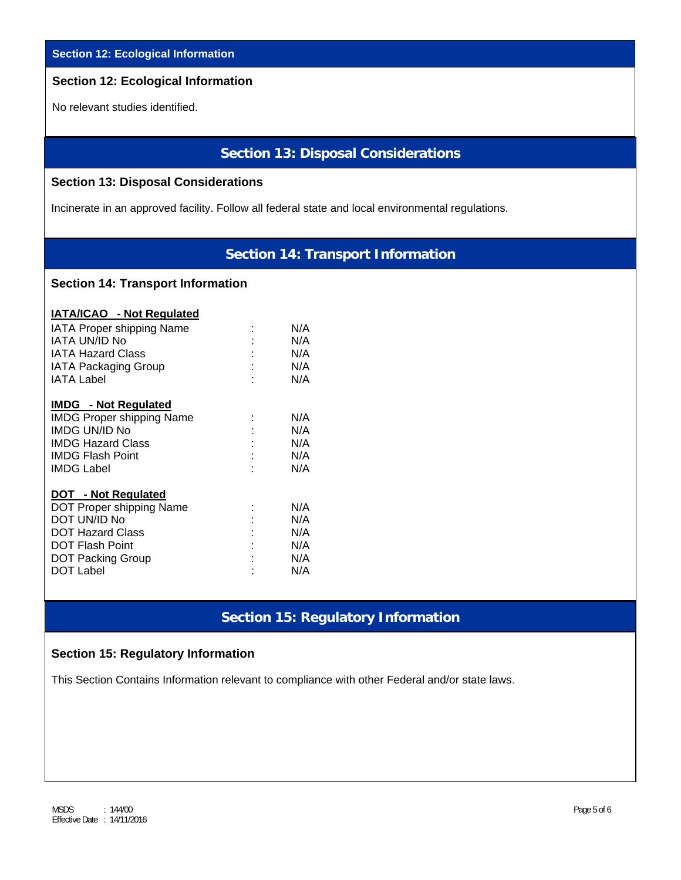## Section 12: Ecological Information

### Section 12: Ecological Information

No relevant studies identified.

## Section 13: Disposal Considerations

### Section 13: Disposal Considerations

Incinerate in an approved facility. Follow all federal state and local environmental regulations.

## Section 14: Transport Information

### Section 14: Transport Information

**IATA/ICAO - Not Regulated**

| | | |
|---|---|---|
| IATA Proper shipping Name | : | N/A |
| IATA UN/ID No | : | N/A |
| IATA Hazard Class | : | N/A |
| IATA Packaging Group | : | N/A |
| IATA Label | : | N/A |

**IMDG - Not Regulated**

| | | |
|---|---|---|
| IMDG Proper shipping Name | : | N/A |
| IMDG UN/ID No | : | N/A |
| IMDG Hazard Class | : | N/A |
| IMDG Flash Point | : | N/A |
| IMDG Label | : | N/A |

**DOT - Not Regulated**

| | | |
|---|---|---|
| DOT Proper shipping Name | : | N/A |
| DOT UN/ID No | : | N/A |
| DOT Hazard Class | : | N/A |
| DOT Flash Point | : | N/A |
| DOT Packing Group | : | N/A |
| DOT Label | : | N/A |

## Section 15: Regulatory Information

### Section 15: Regulatory Information

This Section Contains Information relevant to compliance with other Federal and/or state laws.

MSDS : 144/00
Effective Date : 14/11/2016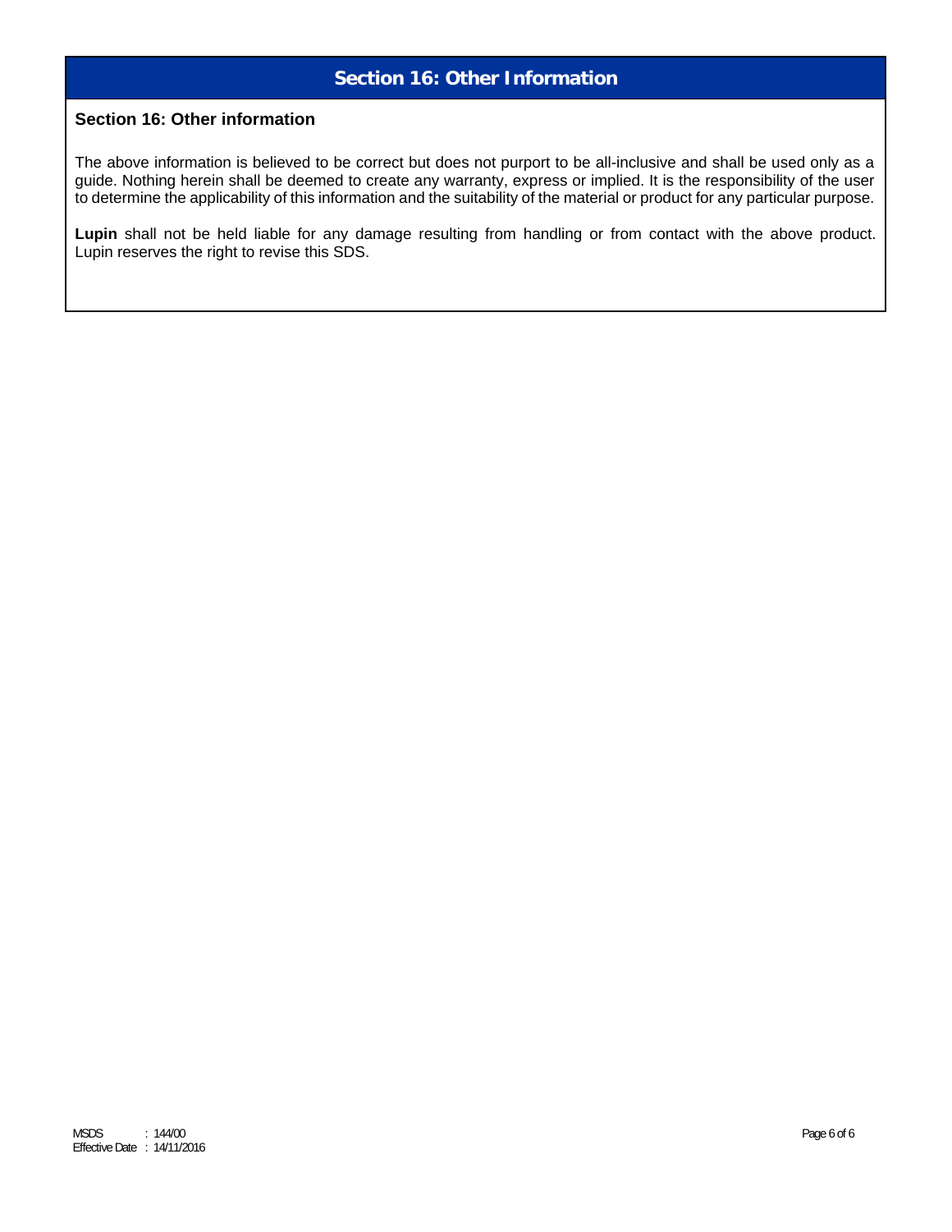## Section 16: Other Information

### Section 16: Other information

The above information is believed to be correct but does not purport to be all-inclusive and shall be used only as a guide. Nothing herein shall be deemed to create any warranty, express or implied. It is the responsibility of the user to determine the applicability of this information and the suitability of the material or product for any particular purpose.

**Lupin** shall not be held liable for any damage resulting from handling or from contact with the above product. Lupin reserves the right to revise this SDS.

MSDS : 144/00
Effective Date : 14/11/2016